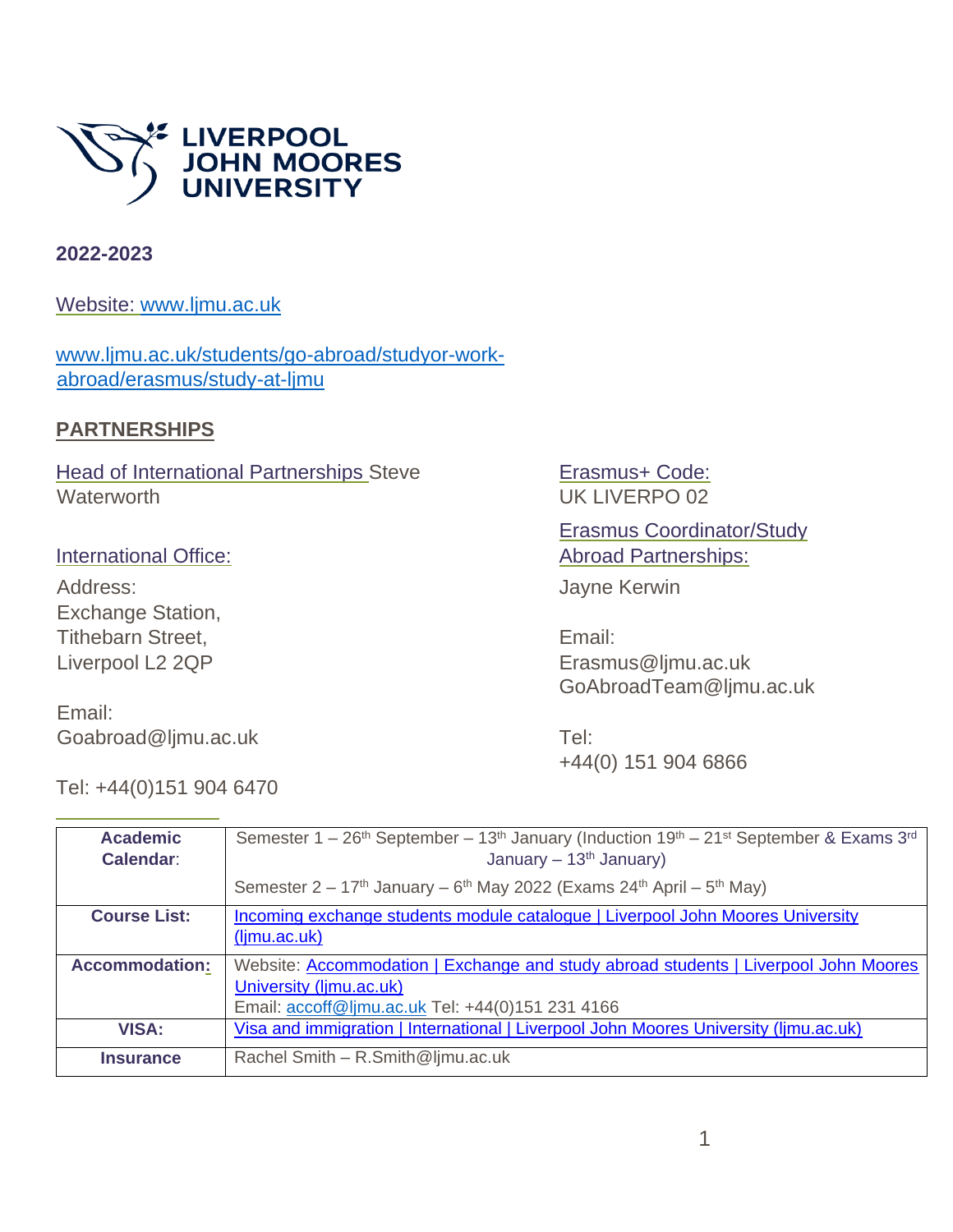**LIVERPOOL JOHN MOORES UNIVERSITY**

**2022-2023**

Website: www.ljmu.ac.uk

www.ljmu.ac.uk/students/go-abroad/studyor-work-abroad/erasmus/study-at-ljmu

## PARTNERSHIPS

Head of International Partnerships Steve Waterworth

International Office:

Address:
Exchange Station,
Tithebarn Street,
Liverpool L2 2QP

Email:
Goabroad@ljmu.ac.uk

Tel: +44(0)151 904 6470

Erasmus+ Code:
UK LIVERPO 02

Erasmus Coordinator/Study Abroad Partnerships:

Jayne Kerwin

Email:
Erasmus@ljmu.ac.uk
GoAbroadTeam@ljmu.ac.uk

Tel:
+44(0) 151 904 6866

| | |
|---|---|
| **Academic Calendar**: | Semester 1 – 26th September – 13th January (Induction 19th – 21st September & Exams 3rd January – 13th January)<br>Semester 2 – 17th January – 6th May 2022 (Exams 24th April – 5th May) |
| **Course List:** | Incoming exchange students module catalogue \| Liverpool John Moores University (ljmu.ac.uk) |
| **Accommodation:** | Website: Accommodation \| Exchange and study abroad students \| Liverpool John Moores University (ljmu.ac.uk)<br>Email: accoff@ljmu.ac.uk Tel: +44(0)151 231 4166 |
| **VISA:** | Visa and immigration \| International \| Liverpool John Moores University (ljmu.ac.uk) |
| **Insurance** | Rachel Smith – R.Smith@ljmu.ac.uk |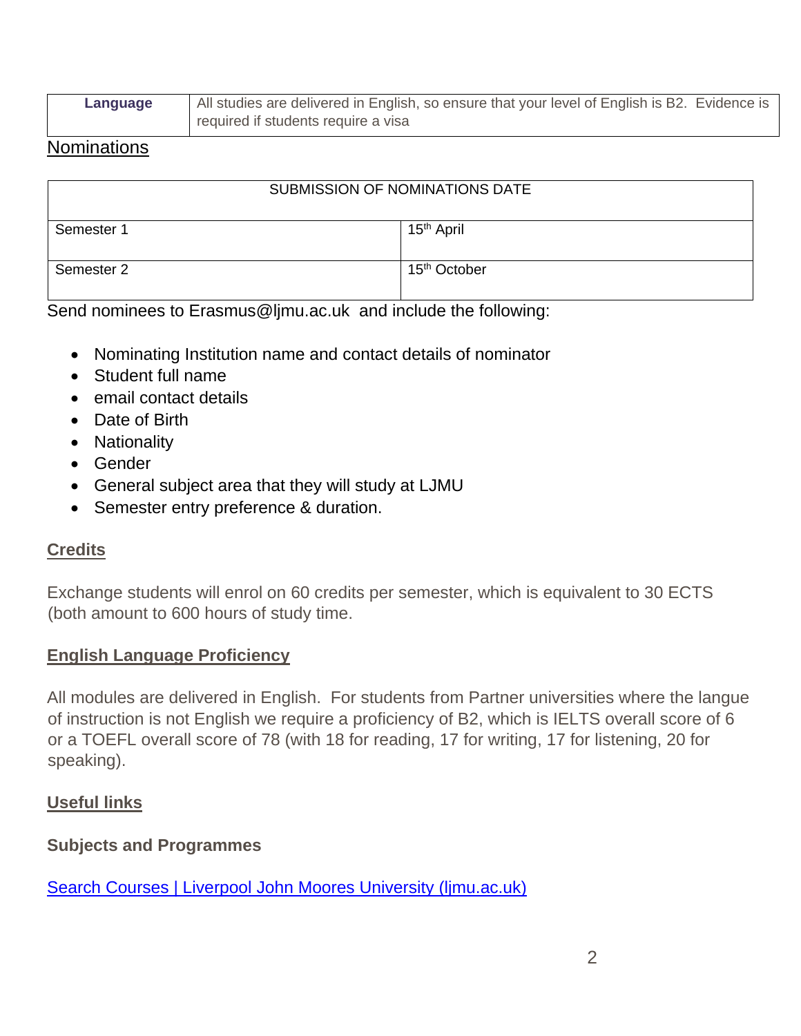| Language | All studies are delivered in English, so ensure that your level of English is B2. Evidence is required if students require a visa |
| --- | --- |

## Nominations

| SUBMISSION OF NOMINATIONS DATE | |
| --- | --- |
| Semester 1 | 15th April |
| Semester 2 | 15th October |

Send nominees to Erasmus@ljmu.ac.uk and include the following:

- Nominating Institution name and contact details of nominator
- Student full name
- email contact details
- Date of Birth
- Nationality
- Gender
- General subject area that they will study at LJMU
- Semester entry preference & duration.

## Credits

Exchange students will enrol on 60 credits per semester, which is equivalent to 30 ECTS (both amount to 600 hours of study time.

## English Language Proficiency

All modules are delivered in English. For students from Partner universities where the langue of instruction is not English we require a proficiency of B2, which is IELTS overall score of 6 or a TOEFL overall score of 78 (with 18 for reading, 17 for writing, 17 for listening, 20 for speaking).

## Useful links

**Subjects and Programmes**

[Search Courses | Liverpool John Moores University (ljmu.ac.uk)](Search Courses | Liverpool John Moores University (ljmu.ac.uk))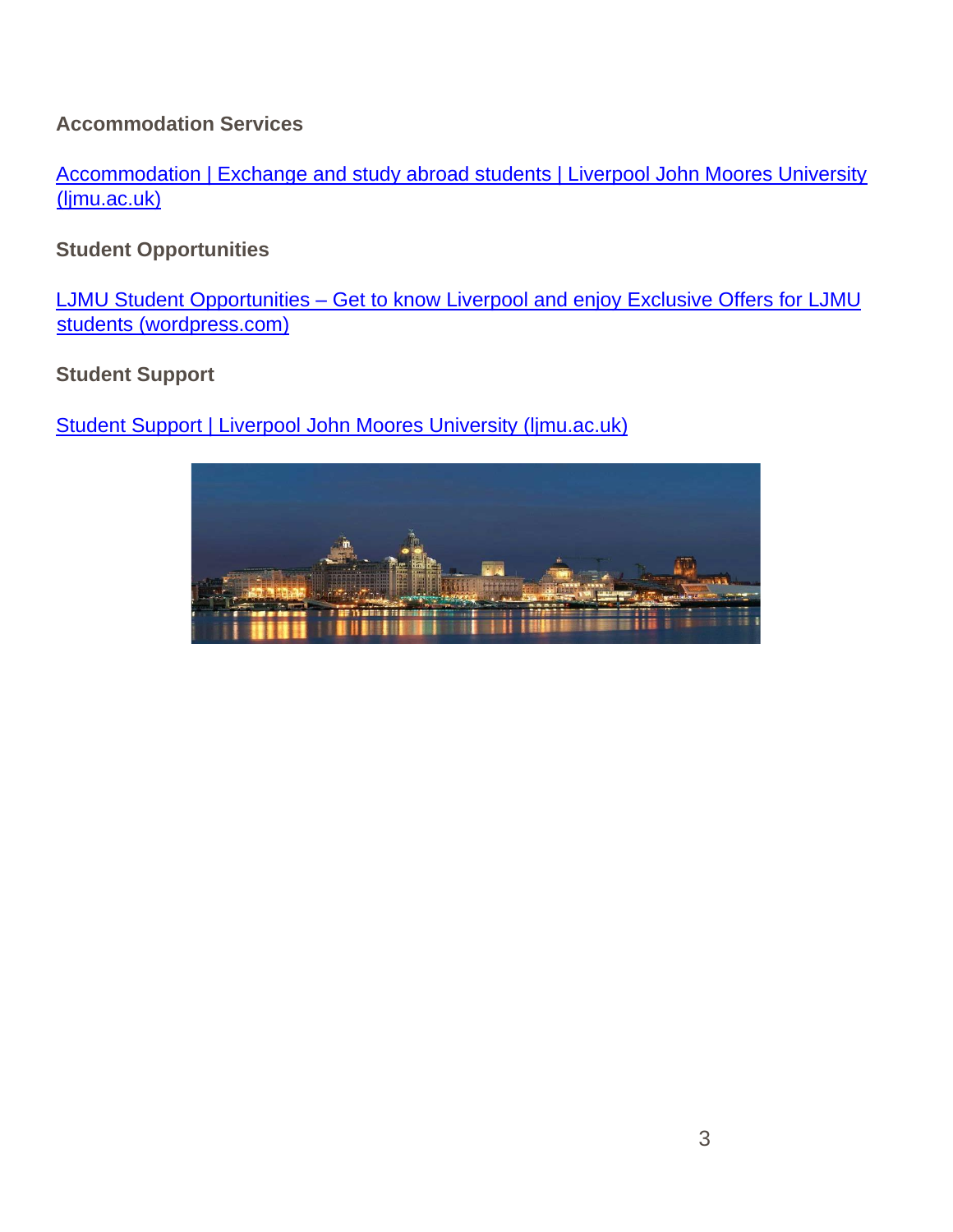**Accommodation Services**

Accommodation | Exchange and study abroad students | Liverpool John Moores University (ljmu.ac.uk)

**Student Opportunities**

LJMU Student Opportunities – Get to know Liverpool and enjoy Exclusive Offers for LJMU students (wordpress.com)

**Student Support**

Student Support | Liverpool John Moores University (ljmu.ac.uk)